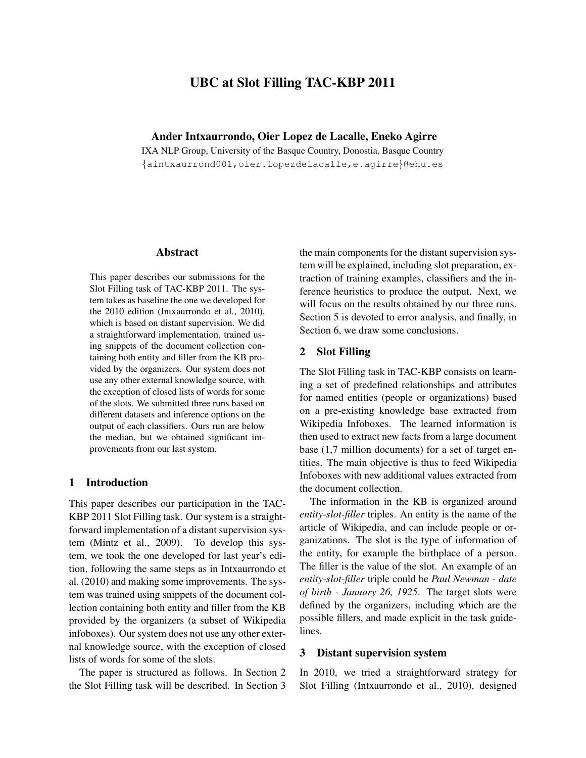# UBC at Slot Filling TAC-KBP 2011

**Ander Intxaurrondo, Oier Lopez de Lacalle, Eneko Agirre**

IXA NLP Group, University of the Basque Country, Donostia, Basque Country

{aintxaurrond001,oier.lopezdelacalle,e.agirre}@ehu.es

## Abstract

This paper describes our submissions for the Slot Filling task of TAC-KBP 2011. The system takes as baseline the one we developed for the 2010 edition (Intxaurrondo et al., 2010), which is based on distant supervision. We did a straightforward implementation, trained using snippets of the document collection containing both entity and filler from the KB provided by the organizers. Our system does not use any other external knowledge source, with the exception of closed lists of words for some of the slots. We submitted three runs based on different datasets and inference options on the output of each classifiers. Ours run are below the median, but we obtained significant improvements from our last system.

## 1 Introduction

This paper describes our participation in the TAC-KBP 2011 Slot Filling task. Our system is a straightforward implementation of a distant supervision system (Mintz et al., 2009). To develop this system, we took the one developed for last year's edition, following the same steps as in Intxaurrondo et al. (2010) and making some improvements. The system was trained using snippets of the document collection containing both entity and filler from the KB provided by the organizers (a subset of Wikipedia infoboxes). Our system does not use any other external knowledge source, with the exception of closed lists of words for some of the slots.

The paper is structured as follows. In Section 2 the Slot Filling task will be described. In Section 3 the main components for the distant supervision system will be explained, including slot preparation, extraction of training examples, classifiers and the inference heuristics to produce the output. Next, we will focus on the results obtained by our three runs. Section 5 is devoted to error analysis, and finally, in Section 6, we draw some conclusions.

## 2 Slot Filling

The Slot Filling task in TAC-KBP consists on learning a set of predefined relationships and attributes for named entities (people or organizations) based on a pre-existing knowledge base extracted from Wikipedia Infoboxes. The learned information is then used to extract new facts from a large document base (1,7 million documents) for a set of target entities. The main objective is thus to feed Wikipedia Infoboxes with new additional values extracted from the document collection.

The information in the KB is organized around *entity-slot-filler* triples. An entity is the name of the article of Wikipedia, and can include people or organizations. The slot is the type of information of the entity, for example the birthplace of a person. The filler is the value of the slot. An example of an *entity-slot-filler* triple could be *Paul Newman - date of birth - January 26, 1925*. The target slots were defined by the organizers, including which are the possible fillers, and made explicit in the task guidelines.

## 3 Distant supervision system

In 2010, we tried a straightforward strategy for Slot Filling (Intxaurrondo et al., 2010), designed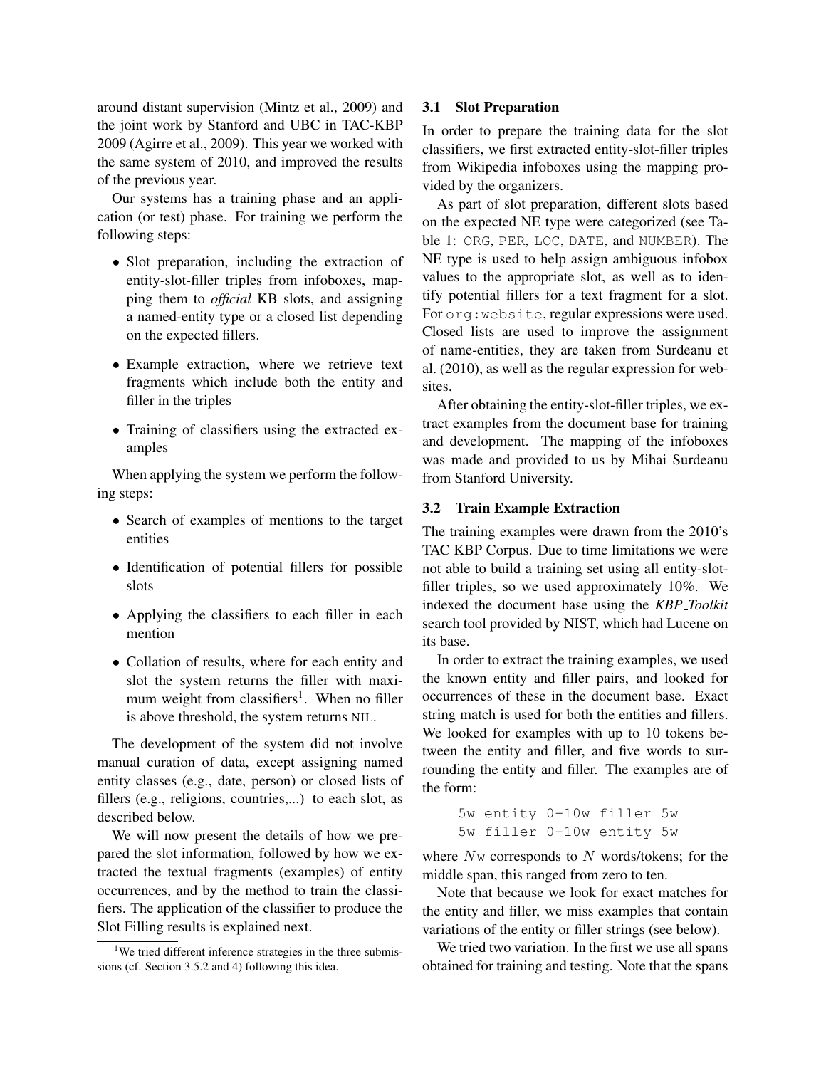around distant supervision (Mintz et al., 2009) and the joint work by Stanford and UBC in TAC-KBP 2009 (Agirre et al., 2009). This year we worked with the same system of 2010, and improved the results of the previous year.

Our systems has a training phase and an application (or test) phase. For training we perform the following steps:

- Slot preparation, including the extraction of entity-slot-filler triples from infoboxes, mapping them to *official* KB slots, and assigning a named-entity type or a closed list depending on the expected fillers.
- Example extraction, where we retrieve text fragments which include both the entity and filler in the triples
- Training of classifiers using the extracted examples

When applying the system we perform the following steps:

- Search of examples of mentions to the target entities
- Identification of potential fillers for possible slots
- Applying the classifiers to each filler in each mention
- Collation of results, where for each entity and slot the system returns the filler with maximum weight from classifiers[1]. When no filler is above threshold, the system returns NIL.

The development of the system did not involve manual curation of data, except assigning named entity classes (e.g., date, person) or closed lists of fillers (e.g., religions, countries,...) to each slot, as described below.

We will now present the details of how we prepared the slot information, followed by how we extracted the textual fragments (examples) of entity occurrences, and by the method to train the classifiers. The application of the classifier to produce the Slot Filling results is explained next.

[1] We tried different inference strategies in the three submissions (cf. Section 3.5.2 and 4) following this idea.

### 3.1 Slot Preparation

In order to prepare the training data for the slot classifiers, we first extracted entity-slot-filler triples from Wikipedia infoboxes using the mapping provided by the organizers.

As part of slot preparation, different slots based on the expected NE type were categorized (see Table 1: `ORG`, `PER`, `LOC`, `DATE`, and `NUMBER`). The NE type is used to help assign ambiguous infobox values to the appropriate slot, as well as to identify potential fillers for a text fragment for a slot. For `org:website`, regular expressions were used. Closed lists are used to improve the assignment of name-entities, they are taken from Surdeanu et al. (2010), as well as the regular expression for websites.

After obtaining the entity-slot-filler triples, we extract examples from the document base for training and development. The mapping of the infoboxes was made and provided to us by Mihai Surdeanu from Stanford University.

### 3.2 Train Example Extraction

The training examples were drawn from the 2010's TAC KBP Corpus. Due to time limitations we were not able to build a training set using all entity-slot-filler triples, so we used approximately 10%. We indexed the document base using the *KBP_Toolkit* search tool provided by NIST, which had Lucene on its base.

In order to extract the training examples, we used the known entity and filler pairs, and looked for occurrences of these in the document base. Exact string match is used for both the entities and fillers. We looked for examples with up to 10 tokens between the entity and filler, and five words to surrounding the entity and filler. The examples are of the form:

```
5w entity 0-10w filler 5w
5w filler 0-10w entity 5w
```

where $N$w corresponds to $N$ words/tokens; for the middle span, this ranged from zero to ten.

Note that because we look for exact matches for the entity and filler, we miss examples that contain variations of the entity or filler strings (see below).

We tried two variation. In the first we use all spans obtained for training and testing. Note that the spans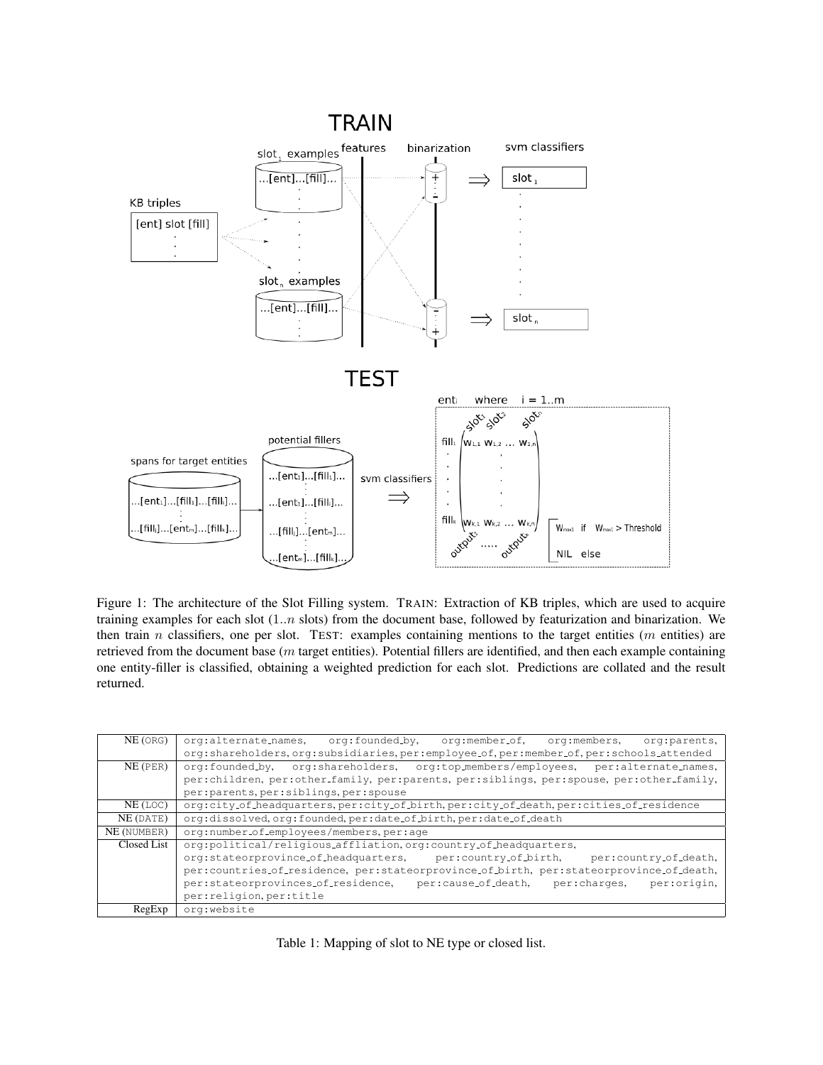Figure 1: The architecture of the Slot Filling system. TRAIN: Extraction of KB triples, which are used to acquire training examples for each slot ($1..n$ slots) from the document base, followed by featurization and binarization. We then train $n$ classifiers, one per slot. TEST: examples containing mentions to the target entities ($m$ entities) are retrieved from the document base ($m$ target entities). Potential fillers are identified, and then each example containing one entity-filler is classified, obtaining a weighted prediction for each slot. Predictions are collated and the result returned.

| | |
|---|---|
| NE (ORG) | org:alternate_names, org:founded_by, org:member_of, org:members, org:parents, org:shareholders, org:subsidiaries, per:employee_of, per:member_of, per:schools_attended |
| NE (PER) | org:founded_by, org:shareholders, org:top_members/employees, per:alternate_names, per:children, per:other_family, per:parents, per:siblings, per:spouse, per:other_family, per:parents, per:siblings, per:spouse |
| NE (LOC) | org:city_of_headquarters, per:city_of_birth, per:city_of_death, per:cities_of_residence |
| NE (DATE) | org:dissolved, org:founded, per:date_of_birth, per:date_of_death |
| NE (NUMBER) | org:number_of_employees/members, per:age |
| Closed List | org:political/religious_affliation, org:country_of_headquarters, org:stateorprovince_of_headquarters, per:country_of_birth, per:country_of_death, per:countries_of_residence, per:stateorprovince_of_birth, per:stateorprovince_of_death, per:stateorprovinces_of_residence, per:cause_of_death, per:charges, per:origin, per:religion, per:title |
| RegExp | org:website |

Table 1: Mapping of slot to NE type or closed list.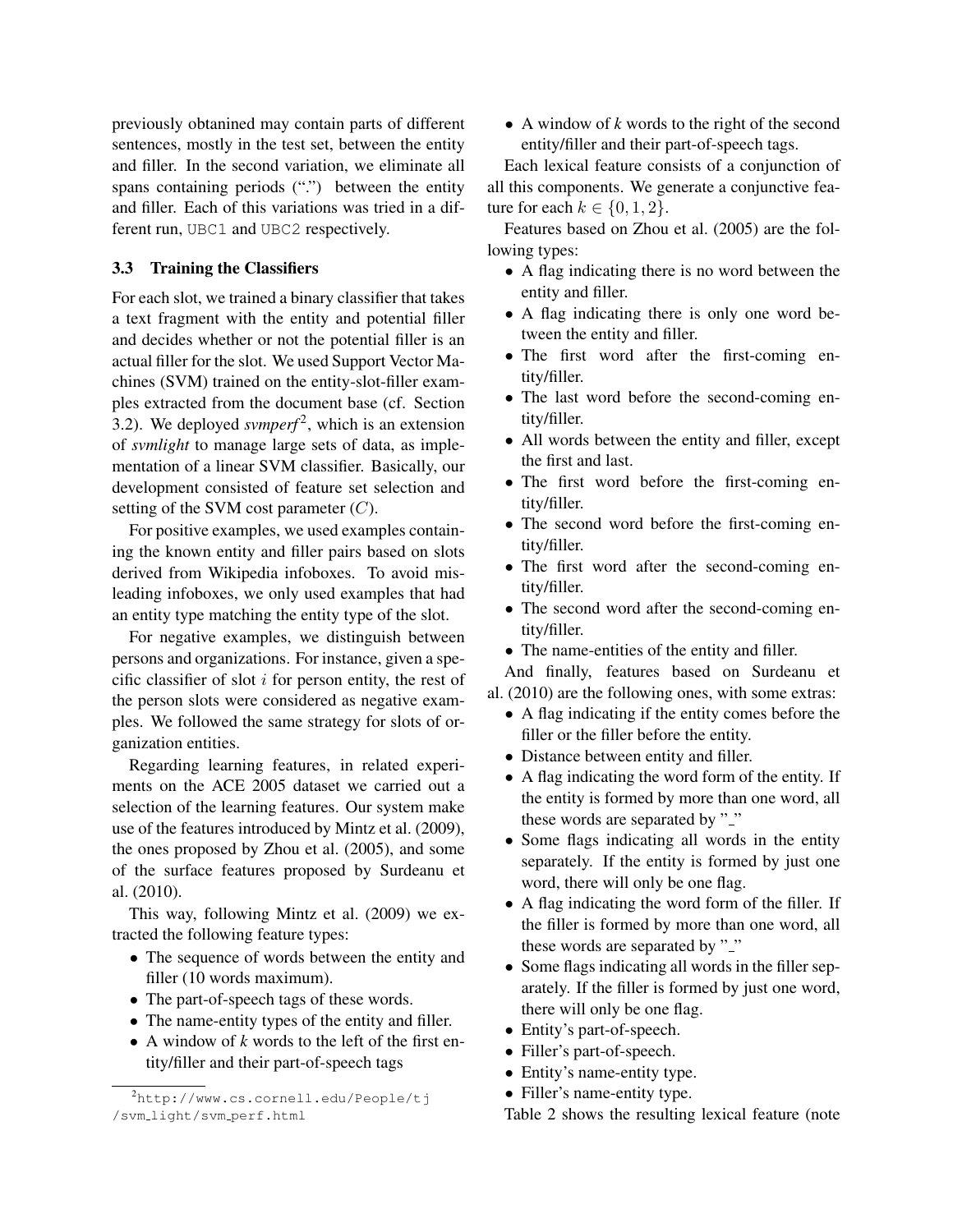previously obtanined may contain parts of different sentences, mostly in the test set, between the entity and filler. In the second variation, we eliminate all spans containing periods (".") between the entity and filler. Each of this variations was tried in a different run, `UBC1` and `UBC2` respectively.

### 3.3 Training the Classifiers

For each slot, we trained a binary classifier that takes a text fragment with the entity and potential filler and decides whether or not the potential filler is an actual filler for the slot. We used Support Vector Machines (SVM) trained on the entity-slot-filler examples extracted from the document base (cf. Section 3.2). We deployed *svmperf*[2], which is an extension of *svmlight* to manage large sets of data, as implementation of a linear SVM classifier. Basically, our development consisted of feature set selection and setting of the SVM cost parameter ($C$).

For positive examples, we used examples containing the known entity and filler pairs based on slots derived from Wikipedia infoboxes. To avoid misleading infoboxes, we only used examples that had an entity type matching the entity type of the slot.

For negative examples, we distinguish between persons and organizations. For instance, given a specific classifier of slot $i$ for person entity, the rest of the person slots were considered as negative examples. We followed the same strategy for slots of organization entities.

Regarding learning features, in related experiments on the ACE 2005 dataset we carried out a selection of the learning features. Our system make use of the features introduced by Mintz et al. (2009), the ones proposed by Zhou et al. (2005), and some of the surface features proposed by Surdeanu et al. (2010).

This way, following Mintz et al. (2009) we extracted the following feature types:

- The sequence of words between the entity and filler (10 words maximum).
- The part-of-speech tags of these words.
- The name-entity types of the entity and filler.
- A window of *k* words to the left of the first entity/filler and their part-of-speech tags
- A window of *k* words to the right of the second entity/filler and their part-of-speech tags.

Each lexical feature consists of a conjunction of all this components. We generate a conjunctive feature for each $k \in \{0, 1, 2\}$.

Features based on Zhou et al. (2005) are the following types:

- A flag indicating there is no word between the entity and filler.
- A flag indicating there is only one word between the entity and filler.
- The first word after the first-coming entity/filler.
- The last word before the second-coming entity/filler.
- All words between the entity and filler, except the first and last.
- The first word before the first-coming entity/filler.
- The second word before the first-coming entity/filler.
- The first word after the second-coming entity/filler.
- The second word after the second-coming entity/filler.
- The name-entities of the entity and filler.

And finally, features based on Surdeanu et al. (2010) are the following ones, with some extras:

- A flag indicating if the entity comes before the filler or the filler before the entity.
- Distance between entity and filler.
- A flag indicating the word form of the entity. If the entity is formed by more than one word, all these words are separated by "_"
- Some flags indicating all words in the entity separately. If the entity is formed by just one word, there will only be one flag.
- A flag indicating the word form of the filler. If the filler is formed by more than one word, all these words are separated by "_"
- Some flags indicating all words in the filler separately. If the filler is formed by just one word, there will only be one flag.
- Entity's part-of-speech.
- Filler's part-of-speech.
- Entity's name-entity type.
- Filler's name-entity type.

Table 2 shows the resulting lexical feature (note

[2] http://www.cs.cornell.edu/People/tj/svm_light/svm_perf.html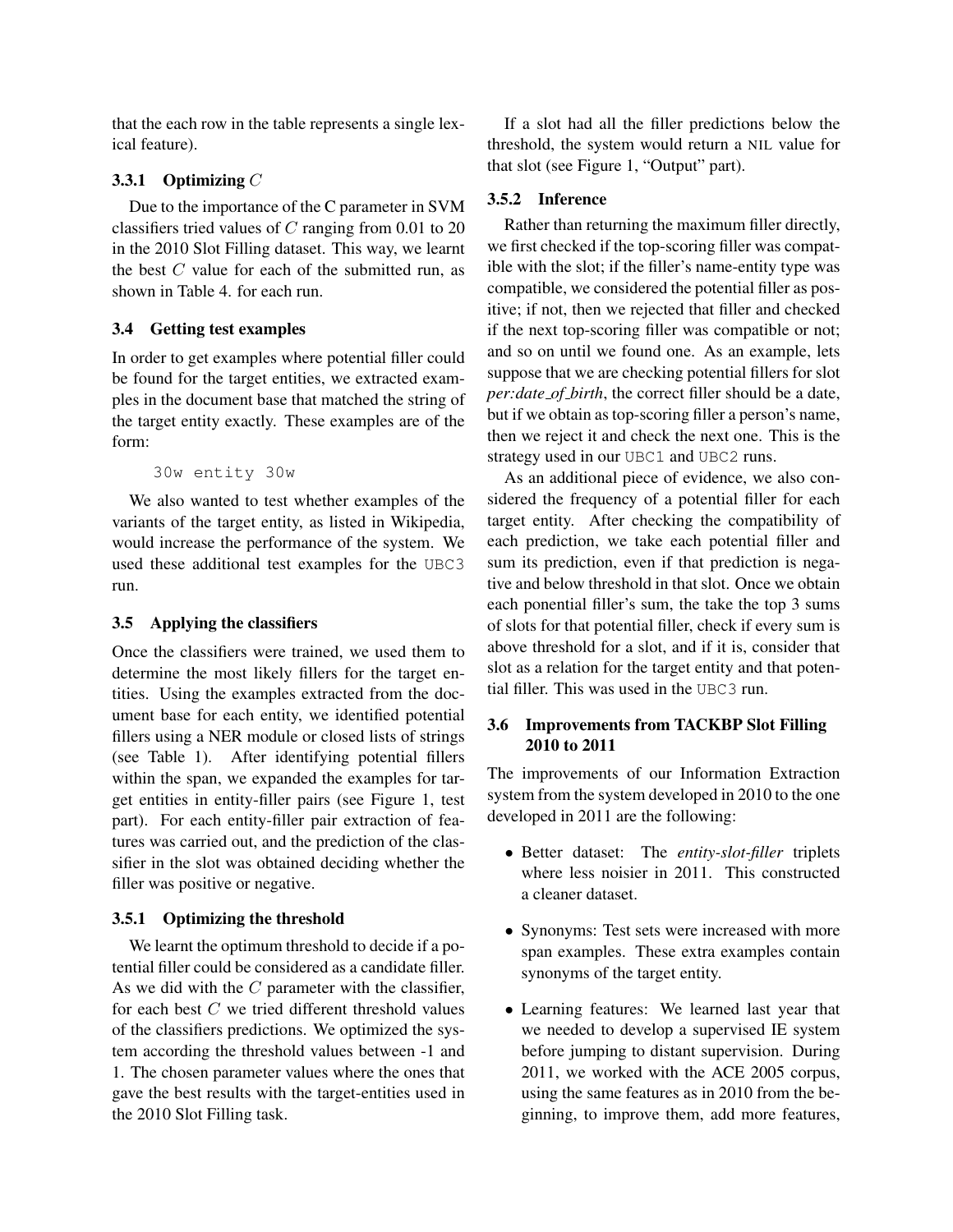that the each row in the table represents a single lexical feature).

#### 3.3.1 Optimizing $C$

Due to the importance of the C parameter in SVM classifiers tried values of $C$ ranging from 0.01 to 20 in the 2010 Slot Filling dataset. This way, we learnt the best $C$ value for each of the submitted run, as shown in Table 4. for each run.

### 3.4 Getting test examples

In order to get examples where potential filler could be found for the target entities, we extracted examples in the document base that matched the string of the target entity exactly. These examples are of the form:

```
30w entity 30w
```

We also wanted to test whether examples of the variants of the target entity, as listed in Wikipedia, would increase the performance of the system. We used these additional test examples for the `UBC3` run.

### 3.5 Applying the classifiers

Once the classifiers were trained, we used them to determine the most likely fillers for the target entities. Using the examples extracted from the document base for each entity, we identified potential fillers using a NER module or closed lists of strings (see Table 1). After identifying potential fillers within the span, we expanded the examples for target entities in entity-filler pairs (see Figure 1, test part). For each entity-filler pair extraction of features was carried out, and the prediction of the classifier in the slot was obtained deciding whether the filler was positive or negative.

#### 3.5.1 Optimizing the threshold

We learnt the optimum threshold to decide if a potential filler could be considered as a candidate filler. As we did with the $C$ parameter with the classifier, for each best $C$ we tried different threshold values of the classifiers predictions. We optimized the system according the threshold values between -1 and 1. The chosen parameter values where the ones that gave the best results with the target-entities used in the 2010 Slot Filling task.

If a slot had all the filler predictions below the threshold, the system would return a NIL value for that slot (see Figure 1, "Output" part).

#### 3.5.2 Inference

Rather than returning the maximum filler directly, we first checked if the top-scoring filler was compatible with the slot; if the filler's name-entity type was compatible, we considered the potential filler as positive; if not, then we rejected that filler and checked if the next top-scoring filler was compatible or not; and so on until we found one. As an example, lets suppose that we are checking potential fillers for slot *per:date_of_birth*, the correct filler should be a date, but if we obtain as top-scoring filler a person's name, then we reject it and check the next one. This is the strategy used in our `UBC1` and `UBC2` runs.

As an additional piece of evidence, we also considered the frequency of a potential filler for each target entity. After checking the compatibility of each prediction, we take each potential filler and sum its prediction, even if that prediction is negative and below threshold in that slot. Once we obtain each ponential filler's sum, the take the top 3 sums of slots for that potential filler, check if every sum is above threshold for a slot, and if it is, consider that slot as a relation for the target entity and that potential filler. This was used in the `UBC3` run.

### 3.6 Improvements from TACKBP Slot Filling 2010 to 2011

The improvements of our Information Extraction system from the system developed in 2010 to the one developed in 2011 are the following:

- Better dataset: The *entity-slot-filler* triplets where less noisier in 2011. This constructed a cleaner dataset.
- Synonyms: Test sets were increased with more span examples. These extra examples contain synonyms of the target entity.
- Learning features: We learned last year that we needed to develop a supervised IE system before jumping to distant supervision. During 2011, we worked with the ACE 2005 corpus, using the same features as in 2010 from the beginning, to improve them, add more features,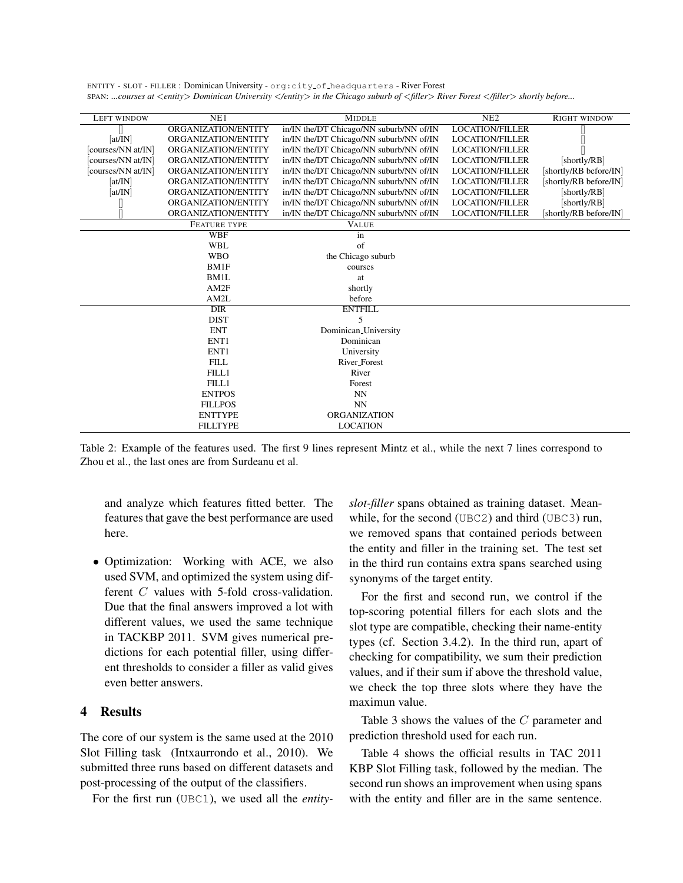ENTITY - SLOT - FILLER : Dominican University - org:city_of_headquarters - River Forest
SPAN: *...courses at <entity> Dominican University </entity> in the Chicago suburb of <filler> River Forest </filler> shortly before...*

| LEFT WINDOW | NE1 | MIDDLE | NE2 | RIGHT WINDOW |
|---|---|---|---|---|
| [] | ORGANIZATION/ENTITY | in/IN the/DT Chicago/NN suburb/NN of/IN | LOCATION/FILLER | [] |
| [at/IN] | ORGANIZATION/ENTITY | in/IN the/DT Chicago/NN suburb/NN of/IN | LOCATION/FILLER | [] |
| [courses/NN at/IN] | ORGANIZATION/ENTITY | in/IN the/DT Chicago/NN suburb/NN of/IN | LOCATION/FILLER | [] |
| [courses/NN at/IN] | ORGANIZATION/ENTITY | in/IN the/DT Chicago/NN suburb/NN of/IN | LOCATION/FILLER | [shortly/RB] |
| [courses/NN at/IN] | ORGANIZATION/ENTITY | in/IN the/DT Chicago/NN suburb/NN of/IN | LOCATION/FILLER | [shortly/RB before/IN] |
| [at/IN] | ORGANIZATION/ENTITY | in/IN the/DT Chicago/NN suburb/NN of/IN | LOCATION/FILLER | [shortly/RB before/IN] |
| [at/IN] | ORGANIZATION/ENTITY | in/IN the/DT Chicago/NN suburb/NN of/IN | LOCATION/FILLER | [shortly/RB] |
| [] | ORGANIZATION/ENTITY | in/IN the/DT Chicago/NN suburb/NN of/IN | LOCATION/FILLER | [shortly/RB] |
| [] | ORGANIZATION/ENTITY | in/IN the/DT Chicago/NN suburb/NN of/IN | LOCATION/FILLER | [shortly/RB before/IN] |
| | FEATURE TYPE | VALUE | | |
| | WBF | in | | |
| | WBL | of | | |
| | WBO | the Chicago suburb | | |
| | BM1F | courses | | |
| | BM1L | at | | |
| | AM2F | shortly | | |
| | AM2L | before | | |
| | DIR | ENTFILL | | |
| | DIST | 5 | | |
| | ENT | Dominican_University | | |
| | ENT1 | Dominican | | |
| | ENT1 | University | | |
| | FILL | River_Forest | | |
| | FILL1 | River | | |
| | FILL1 | Forest | | |
| | ENTPOS | NN | | |
| | FILLPOS | NN | | |
| | ENTTYPE | ORGANIZATION | | |
| | FILLTYPE | LOCATION | | |

Table 2: Example of the features used. The first 9 lines represent Mintz et al., while the next 7 lines correspond to Zhou et al., the last ones are from Surdeanu et al.

and analyze which features fitted better. The features that gave the best performance are used here.

- Optimization: Working with ACE, we also used SVM, and optimized the system using different $C$ values with 5-fold cross-validation. Due that the final answers improved a lot with different values, we used the same technique in TACKBP 2011. SVM gives numerical predictions for each potential filler, using different thresholds to consider a filler as valid gives even better answers.

## 4 Results

The core of our system is the same used at the 2010 Slot Filling task (Intxaurrondo et al., 2010). We submitted three runs based on different datasets and post-processing of the output of the classifiers.

For the first run (UBC1), we used all the *entity-slot-filler* spans obtained as training dataset. Meanwhile, for the second (UBC2) and third (UBC3) run, we removed spans that contained periods between the entity and filler in the training set. The test set in the third run contains extra spans searched using synonyms of the target entity.

For the first and second run, we control if the top-scoring potential fillers for each slots and the slot type are compatible, checking their name-entity types (cf. Section 3.4.2). In the third run, apart of checking for compatibility, we sum their prediction values, and if their sum if above the threshold value, we check the top three slots where they have the maximun value.

Table 3 shows the values of the $C$ parameter and prediction threshold used for each run.

Table 4 shows the official results in TAC 2011 KBP Slot Filling task, followed by the median. The second run shows an improvement when using spans with the entity and filler are in the same sentence.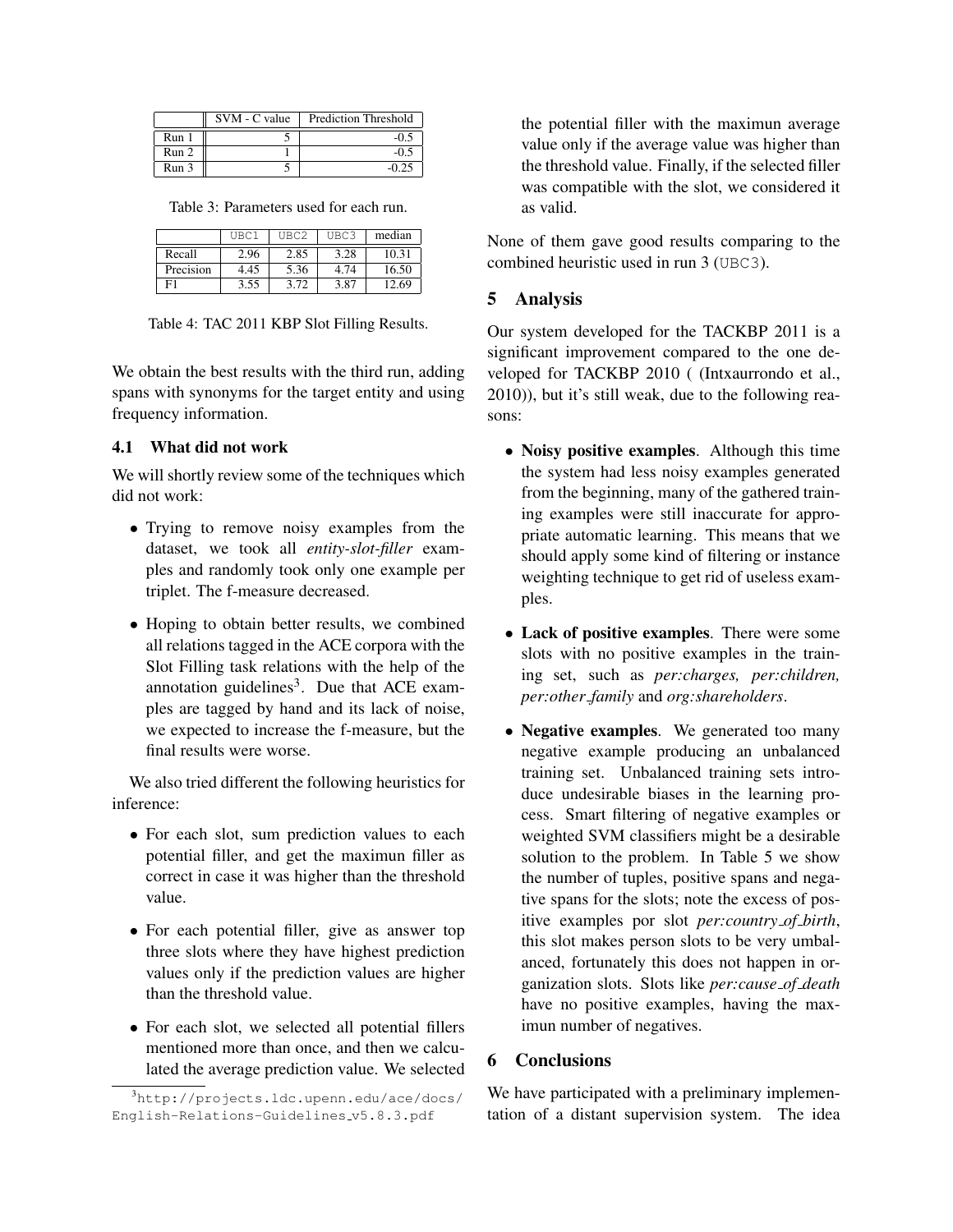| | SVM - C value | Prediction Threshold |
|---|---|---|
| Run 1 | 5 | -0.5 |
| Run 2 | 1 | -0.5 |
| Run 3 | 5 | -0.25 |

Table 3: Parameters used for each run.

| | UBC1 | UBC2 | UBC3 | median |
|---|---|---|---|---|
| Recall | 2.96 | 2.85 | 3.28 | 10.31 |
| Precision | 4.45 | 5.36 | 4.74 | 16.50 |
| F1 | 3.55 | 3.72 | 3.87 | 12.69 |

Table 4: TAC 2011 KBP Slot Filling Results.

We obtain the best results with the third run, adding spans with synonyms for the target entity and using frequency information.

### 4.1 What did not work

We will shortly review some of the techniques which did not work:

- Trying to remove noisy examples from the dataset, we took all *entity-slot-filler* examples and randomly took only one example per triplet. The f-measure decreased.
- Hoping to obtain better results, we combined all relations tagged in the ACE corpora with the Slot Filling task relations with the help of the annotation guidelines[3]. Due that ACE examples are tagged by hand and its lack of noise, we expected to increase the f-measure, but the final results were worse.

We also tried different the following heuristics for inference:

- For each slot, sum prediction values to each potential filler, and get the maximun filler as correct in case it was higher than the threshold value.
- For each potential filler, give as answer top three slots where they have highest prediction values only if the prediction values are higher than the threshold value.
- For each slot, we selected all potential fillers mentioned more than once, and then we calculated the average prediction value. We selected the potential filler with the maximun average value only if the average value was higher than the threshold value. Finally, if the selected filler was compatible with the slot, we considered it as valid.

None of them gave good results comparing to the combined heuristic used in run 3 (UBC3).

## 5 Analysis

Our system developed for the TACKBP 2011 is a significant improvement compared to the one developed for TACKBP 2010 ( (Intxaurrondo et al., 2010)), but it's still weak, due to the following reasons:

- **Noisy positive examples**. Although this time the system had less noisy examples generated from the beginning, many of the gathered training examples were still inaccurate for appropriate automatic learning. This means that we should apply some kind of filtering or instance weighting technique to get rid of useless examples.
- **Lack of positive examples**. There were some slots with no positive examples in the training set, such as *per:charges, per:children, per:other_family* and *org:shareholders*.
- **Negative examples**. We generated too many negative example producing an unbalanced training set. Unbalanced training sets introduce undesirable biases in the learning process. Smart filtering of negative examples or weighted SVM classifiers might be a desirable solution to the problem. In Table 5 we show the number of tuples, positive spans and negative spans for the slots; note the excess of positive examples por slot *per:country_of_birth*, this slot makes person slots to be very umbalanced, fortunately this does not happen in organization slots. Slots like *per:cause_of_death* have no positive examples, having the maximun number of negatives.

## 6 Conclusions

We have participated with a preliminary implementation of a distant supervision system. The idea

[3] http://projects.ldc.upenn.edu/ace/docs/English-Relations-Guidelines_v5.8.3.pdf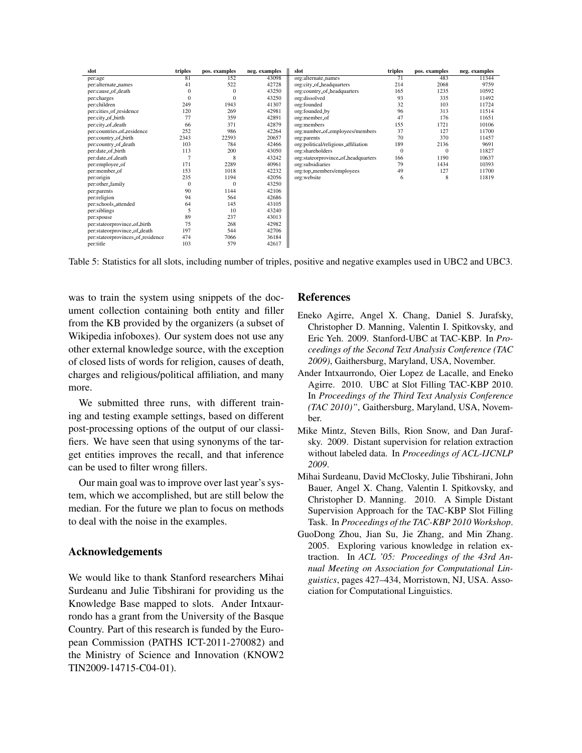| slot | triples | pos. examples | neg. examples |
|---|---|---|---|
| per:age | 81 | 152 | 43098 |
| per:alternate_names | 41 | 522 | 42728 |
| per:cause_of_death | 0 | 0 | 43250 |
| per:charges | 0 | 0 | 43250 |
| per:children | 249 | 1943 | 41307 |
| per:cities_of_residence | 120 | 269 | 42981 |
| per:city_of_birth | 77 | 359 | 42891 |
| per:city_of_death | 66 | 371 | 42879 |
| per:countries_of_residence | 252 | 986 | 42264 |
| per:country_of_birth | 2343 | 22593 | 20657 |
| per:country_of_death | 103 | 784 | 42466 |
| per:date_of_birth | 113 | 200 | 43050 |
| per:date_of_death | 7 | 8 | 43242 |
| per:employee_of | 171 | 2289 | 40961 |
| per:member_of | 153 | 1018 | 42232 |
| per:origin | 235 | 1194 | 42056 |
| per:other_family | 0 | 0 | 43250 |
| per:parents | 90 | 1144 | 42106 |
| per:religion | 94 | 564 | 42686 |
| per:schools_attended | 64 | 145 | 43105 |
| per:siblings | 5 | 10 | 43240 |
| per:spouse | 89 | 237 | 43013 |
| per:stateorprovince_of_birth | 75 | 268 | 42982 |
| per:stateorprovince_of_death | 197 | 544 | 42706 |
| per:stateorprovinces_of_residence | 474 | 7066 | 36184 |
| per:title | 103 | 579 | 42617 |

| slot | triples | pos. examples | neg. examples |
|---|---|---|---|
| org:alternate_names | 71 | 483 | 11344 |
| org:city_of_headquarters | 214 | 2068 | 9759 |
| org:country_of_headquarters | 165 | 1235 | 10592 |
| org:dissolved | 93 | 335 | 11492 |
| org:founded | 32 | 103 | 11724 |
| org:founded_by | 96 | 313 | 11514 |
| org:member_of | 47 | 176 | 11651 |
| org:members | 155 | 1721 | 10106 |
| org:number_of_employees/members | 37 | 127 | 11700 |
| org:parents | 70 | 370 | 11457 |
| org:political/religious_affiliation | 189 | 2136 | 9691 |
| org:shareholders | 0 | 0 | 11827 |
| org:stateorprovince_of_headquarters | 166 | 1190 | 10637 |
| org:subsidiaries | 79 | 1434 | 10393 |
| org:top_members/employees | 49 | 127 | 11700 |
| org:website | 6 | 8 | 11819 |

Table 5: Statistics for all slots, including number of triples, positive and negative examples used in UBC2 and UBC3.

was to train the system using snippets of the document collection containing both entity and filler from the KB provided by the organizers (a subset of Wikipedia infoboxes). Our system does not use any other external knowledge source, with the exception of closed lists of words for religion, causes of death, charges and religious/political affiliation, and many more.

We submitted three runs, with different training and testing example settings, based on different post-processing options of the output of our classifiers. We have seen that using synonyms of the target entities improves the recall, and that inference can be used to filter wrong fillers.

Our main goal was to improve over last year's system, which we accomplished, but are still below the median. For the future we plan to focus on methods to deal with the noise in the examples.

## Acknowledgements

We would like to thank Stanford researchers Mihai Surdeanu and Julie Tibshirani for providing us the Knowledge Base mapped to slots. Ander Intxaurrondo has a grant from the University of the Basque Country. Part of this research is funded by the European Commission (PATHS ICT-2011-270082) and the Ministry of Science and Innovation (KNOW2 TIN2009-14715-C04-01).

## References

Eneko Agirre, Angel X. Chang, Daniel S. Jurafsky, Christopher D. Manning, Valentin I. Spitkovsky, and Eric Yeh. 2009. Stanford-UBC at TAC-KBP. In *Proceedings of the Second Text Analysis Conference (TAC 2009)*, Gaithersburg, Maryland, USA, November.

Ander Intxaurrondo, Oier Lopez de Lacalle, and Eneko Agirre. 2010. UBC at Slot Filling TAC-KBP 2010. In *Proceedings of the Third Text Analysis Conference (TAC 2010)"*, Gaithersburg, Maryland, USA, November.

Mike Mintz, Steven Bills, Rion Snow, and Dan Jurafsky. 2009. Distant supervision for relation extraction without labeled data. In *Proceedings of ACL-IJCNLP 2009*.

Mihai Surdeanu, David McClosky, Julie Tibshirani, John Bauer, Angel X. Chang, Valentin I. Spitkovsky, and Christopher D. Manning. 2010. A Simple Distant Supervision Approach for the TAC-KBP Slot Filling Task. In *Proceedings of the TAC-KBP 2010 Workshop*.

GuoDong Zhou, Jian Su, Jie Zhang, and Min Zhang. 2005. Exploring various knowledge in relation extraction. In *ACL '05: Proceedings of the 43rd Annual Meeting on Association for Computational Linguistics*, pages 427–434, Morristown, NJ, USA. Association for Computational Linguistics.